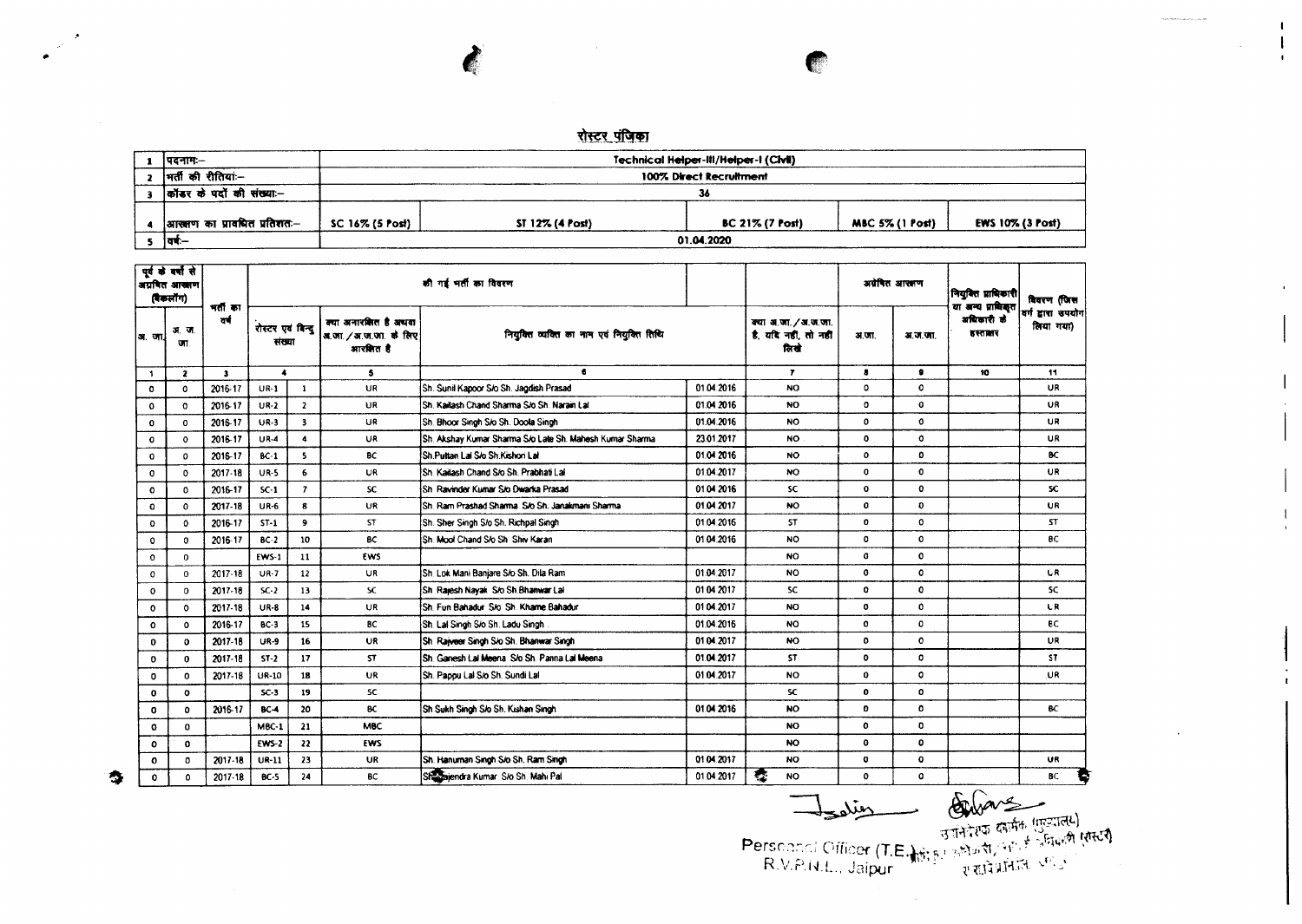# रोस्टर पंजिका

| | | | | | | |
|---|---|---|---|---|---|---|
| 1 | पदनाम:– | Technical Helper-III/Helper-I (Civil) | | | | |
| 2 | भर्ती की रीतियां:– | 100% Direct Recruitment | | | | |
| 3 | कॉडर के पदों की संख्या:– | 36 | | | | |
| 4 | आरक्षण का प्रावधित प्रतिशत:– | SC 16% (5 Post) | ST 12% (4 Post) | BC 21% (7 Post) | MBC 5% (1 Post) | EWS 10% (3 Post) |
| 5 | वर्ष:– | 01.04.2020 | | | | |

| पूर्व के वर्षों से अग्रेषित आरक्षण (बैकलॉग) | | भर्ती का वर्ष | की गई भर्ती का विवरण | | | | | | अग्रेषित आरक्षण | | नियुक्ति प्राधिकारी या अन्य प्राधिकृत अधिकारी के हस्ताक्षर | विवरण (जिस वर्ग द्वारा उपयोग लिया गया) |
|---|---|---|---|---|---|---|---|---|---|---|---|---|
| अ. जा. | अ. ज. जा | | रोस्टर एवं बिन्दु संख्या | | क्या अनारक्षित है अथवा अ.जा. / अ.ज.जा. के लिए आरक्षित है | नियुक्ति व्यक्ति का नाम एवं नियुक्ति तिथि | | क्या अ.जा. / अ.ज.जा. है, यदि नहीं, तो नहीं लिखे | अ.जा. | अ.ज.जा. | | |
| 1 | 2 | 3 | 4 | | 5 | 6 | | 7 | 8 | 9 | 10 | 11 |
| 0 | 0 | 2016-17 | UR-1 | 1 | UR | Sh. Sunil Kapoor S/o Sh. Jagdish Prasad | 01.04.2016 | NO | 0 | 0 | | UR |
| 0 | 0 | 2016-17 | UR-2 | 2 | UR | Sh. Kailash Chand Sharma S/o Sh. Narain Lal | 01.04.2016 | NO | 0 | 0 | | UR |
| 0 | 0 | 2016-17 | UR-3 | 3 | UR | Sh. Bhoor Singh S/o Sh. Doola Singh | 01.04.2016 | NO | 0 | 0 | | UR |
| 0 | 0 | 2016-17 | UR-4 | 4 | UR | Sh. Akshay Kumar Sharma S/o Late Sh. Mahesh Kumar Sharma | 23.01.2017 | NO | 0 | 0 | | UR |
| 0 | 0 | 2016-17 | BC-1 | 5 | BC | Sh.Puttan Lal S/o Sh.Kishon Lal | 01.04.2016 | NO | 0 | 0 | | BC |
| 0 | 0 | 2017-18 | UR-5 | 6 | UR | Sh. Kailash Chand S/o Sh. Prabhati Lal | 01.04.2017 | NO | 0 | 0 | | UR |
| 0 | 0 | 2016-17 | SC-1 | 7 | SC | Sh. Ravinder Kumar S/o Dwarka Prasad | 01.04.2016 | SC | 0 | 0 | | SC |
| 0 | 0 | 2017-18 | UR-6 | 8 | UR | Sh. Ram Prashad Sharma S/o Sh. Janakmani Sharma | 01.04.2017 | NO | 0 | 0 | | UR |
| 0 | 0 | 2016-17 | ST-1 | 9 | ST | Sh. Sher Singh S/o Sh. Richpal Singh | 01.04.2016 | ST | 0 | 0 | | ST |
| 0 | 0 | 2016-17 | BC-2 | 10 | BC | Sh. Mool Chand S/o Sh. Shiv Karan | 01.04.2016 | NO | 0 | 0 | | BC |
| 0 | 0 | | EWS-1 | 11 | EWS | | | NO | 0 | 0 | | |
| 0 | 0 | 2017-18 | UR-7 | 12 | UR | Sh. Lok Mani Banjare S/o Sh. Dila Ram | 01.04.2017 | NO | 0 | 0 | | UR |
| 0 | 0 | 2017-18 | SC-2 | 13 | SC | Sh. Rajesh Nayak S/o Sh Bhanwar Lal | 01.04.2017 | SC | 0 | 0 | | SC |
| 0 | 0 | 2017-18 | UR-8 | 14 | UR | Sh. Fun Bahadur S/o Sh. Khame Bahadur | 01.04.2017 | NO | 0 | 0 | | UR |
| 0 | 0 | 2016-17 | BC-3 | 15 | BC | Sh. Lal Singh S/o Sh. Ladu Singh | 01.04.2016 | NO | 0 | 0 | | BC |
| 0 | 0 | 2017-18 | UR-9 | 16 | UR | Sh. Rajveer Singh S/o Sh. Bhanwar Singh | 01.04.2017 | NO | 0 | 0 | | UR |
| 0 | 0 | 2017-18 | ST-2 | 17 | ST | Sh. Ganesh Lal Meena S/o Sh. Panna Lal Meena | 01.04.2017 | ST | 0 | 0 | | ST |
| 0 | 0 | 2017-18 | UR-10 | 18 | UR | Sh. Pappu Lal S/o Sh. Sundi Lal | 01.04.2017 | NO | 0 | 0 | | UR |
| 0 | 0 | | SC-3 | 19 | SC | | | SC | 0 | 0 | | |
| 0 | 0 | 2016-17 | BC-4 | 20 | BC | Sh Sukh Singh S/o Sh. Kishan Singh | 01.04.2016 | NO | 0 | 0 | | BC |
| 0 | 0 | | MBC-1 | 21 | MBC | | | NO | 0 | 0 | | |
| 0 | 0 | | EWS-2 | 22 | EWS | | | NO | 0 | 0 | | |
| 0 | 0 | 2017-18 | UR-11 | 23 | UR | Sh. Hanuman Singh S/o Sh. Ram Singh | 01.04.2017 | NO | 0 | 0 | | UR |
| 0 | 0 | 2017-18 | BC-5 | 24 | BC | Sh. Rajendra Kumar S/o Sh. Mahi Pal | 01.04.2017 | NO | 0 | 0 | | BC |

Personnel Officer (T.E.)
R.V.P.N.L., Jaipur

उपनिदेशक कार्मिक (मुख्यालय)
एवं सम्पर्क अधिकारी (रोस्टर)
रा.रा.वि.प्र.नि.लि. जयपुर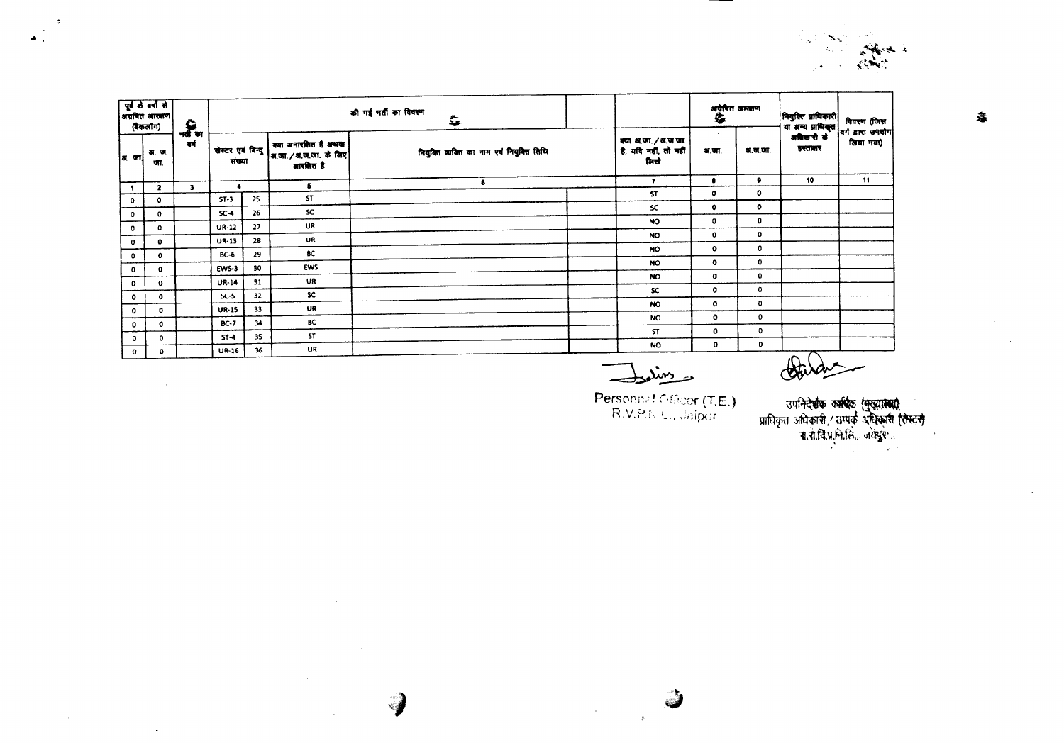| पूर्व के वर्षों से अग्रेषित आरक्षण (बैकलॉग) | | भर्ती का वर्ष | की गई भर्ती का विवरण | | | | | | अग्रेषित आरक्षण | | नियुक्ति प्राधिकारी या अन्य प्राधिकृत अधिकारी के हस्ताक्षर | विवरण (जिस वर्ग द्वारा उपयोग लिया गया) |
|---|---|---|---|---|---|---|---|---|---|---|---|---|
| अ. जा. | अ. ज. जा. | | रोस्टर एवं बिन्दु संख्या | | क्या अनारक्षित है अथवा अ.जा. / अ.ज.जा. के लिए आरक्षित है | नियुक्ति व्यक्ति का नाम एवं नियुक्ति तिथि | | क्या अ.जा. / अ.ज.जा. है, यदि नहीं, तो नहीं लिखे | अ.जा. | अ.ज.जा. | | |
| 1 | 2 | 3 | 4 | | 5 | 6 | | 7 | 8 | 9 | 10 | 11 |
| 0 | 0 | | ST-3 | 25 | ST | | | ST | 0 | 0 | | |
| 0 | 0 | | SC-4 | 26 | SC | | | SC | 0 | 0 | | |
| 0 | 0 | | UR-12 | 27 | UR | | | NO | 0 | 0 | | |
| 0 | 0 | | UR-13 | 28 | UR | | | NO | 0 | 0 | | |
| 0 | 0 | | BC-6 | 29 | BC | | | NO | 0 | 0 | | |
| 0 | 0 | | EWS-3 | 30 | EWS | | | NO | 0 | 0 | | |
| 0 | 0 | | UR-14 | 31 | UR | | | NO | 0 | 0 | | |
| 0 | 0 | | SC-5 | 32 | SC | | | SC | 0 | 0 | | |
| 0 | 0 | | UR-15 | 33 | UR | | | NO | 0 | 0 | | |
| 0 | 0 | | BC-7 | 34 | BC | | | NO | 0 | 0 | | |
| 0 | 0 | | ST-4 | 35 | ST | | | ST | 0 | 0 | | |
| 0 | 0 | | UR-16 | 36 | UR | | | NO | 0 | 0 | | |

Personnel Officer (T.E.)
R.V.P.N.L., Jaipur

उपनिदेशक कार्मिक (मुख्यालय)
प्राधिकृत अधिकारी / सम्पर्क अधिकारी (रोस्टर)
रा.रा.वि.प्र.नि.लि., जयपुर